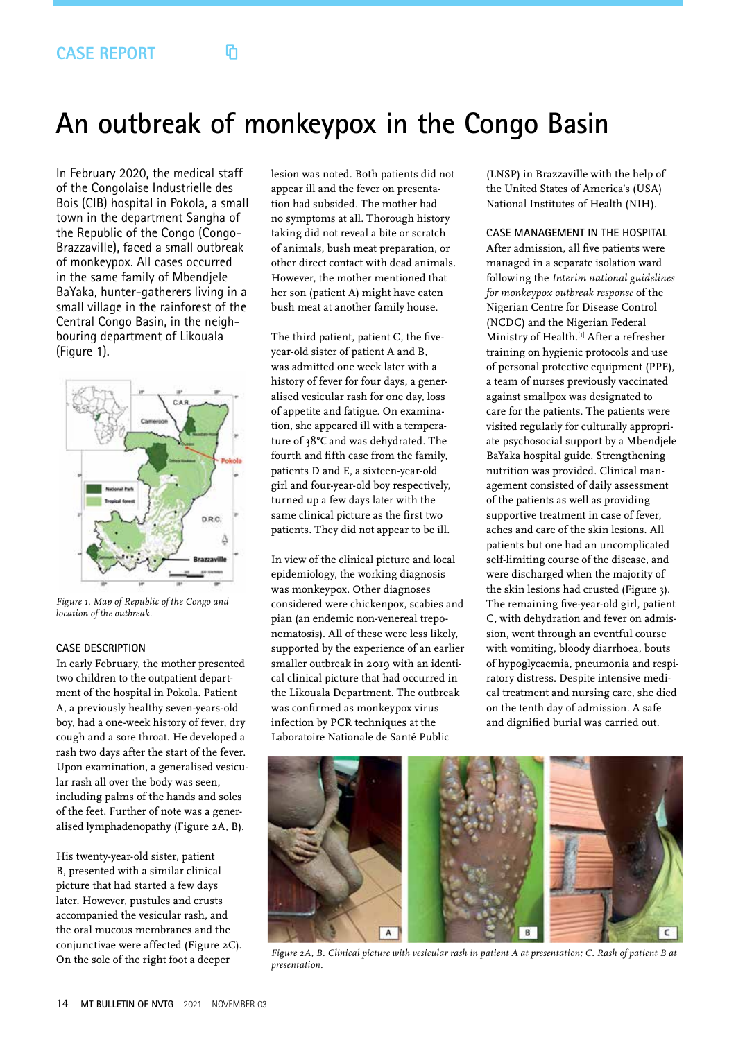CASE REPORT

# An outbreak of monkeypox in the Congo Basin

In February 2020, the medical staff of the Congolaise Industrielle des Bois (CIB) hospital in Pokola, a small town in the department Sangha of the Republic of the Congo (Congo-Brazzaville), faced a small outbreak of monkeypox. All cases occurred in the same family of Mbendjele BaYaka, hunter-gatherers living in a small village in the rainforest of the Central Congo Basin, in the neighbouring department of Likouala (Figure 1).

*Figure 1. Map of Republic of the Congo and location of the outbreak.*

### CASE DESCRIPTION

In early February, the mother presented two children to the outpatient department of the hospital in Pokola. Patient A, a previously healthy seven-years-old boy, had a one-week history of fever, dry cough and a sore throat. He developed a rash two days after the start of the fever. Upon examination, a generalised vesicular rash all over the body was seen, including palms of the hands and soles of the feet. Further of note was a generalised lymphadenopathy (Figure 2A, B).

His twenty-year-old sister, patient B, presented with a similar clinical picture that had started a few days later. However, pustules and crusts accompanied the vesicular rash, and the oral mucous membranes and the conjunctivae were affected (Figure 2C). On the sole of the right foot a deeper lesion was noted. Both patients did not appear ill and the fever on presentation had subsided. The mother had no symptoms at all. Thorough history taking did not reveal a bite or scratch of animals, bush meat preparation, or other direct contact with dead animals. However, the mother mentioned that her son (patient A) might have eaten bush meat at another family house.

The third patient, patient C, the five-year-old sister of patient A and B, was admitted one week later with a history of fever for four days, a generalised vesicular rash for one day, loss of appetite and fatigue. On examination, she appeared ill with a temperature of 38°C and was dehydrated. The fourth and fifth case from the family, patients D and E, a sixteen-year-old girl and four-year-old boy respectively, turned up a few days later with the same clinical picture as the first two patients. They did not appear to be ill.

In view of the clinical picture and local epidemiology, the working diagnosis was monkeypox. Other diagnoses considered were chickenpox, scabies and pian (an endemic non-venereal treponematosis). All of these were less likely, supported by the experience of an earlier smaller outbreak in 2019 with an identical clinical picture that had occurred in the Likouala Department. The outbreak was confirmed as monkeypox virus infection by PCR techniques at the Laboratoire Nationale de Santé Public (LNSP) in Brazzaville with the help of the United States of America's (USA) National Institutes of Health (NIH).

### CASE MANAGEMENT IN THE HOSPITAL

After admission, all five patients were managed in a separate isolation ward following the *Interim national guidelines for monkeypox outbreak response* of the Nigerian Centre for Disease Control (NCDC) and the Nigerian Federal Ministry of Health.[1] After a refresher training on hygienic protocols and use of personal protective equipment (PPE), a team of nurses previously vaccinated against smallpox was designated to care for the patients. The patients were visited regularly for culturally appropriate psychosocial support by a Mbendjele BaYaka hospital guide. Strengthening nutrition was provided. Clinical management consisted of daily assessment of the patients as well as providing supportive treatment in case of fever, aches and care of the skin lesions. All patients but one had an uncomplicated self-limiting course of the disease, and were discharged when the majority of the skin lesions had crusted (Figure 3). The remaining five-year-old girl, patient C, with dehydration and fever on admission, went through an eventful course with vomiting, bloody diarrhoea, bouts of hypoglycaemia, pneumonia and respiratory distress. Despite intensive medical treatment and nursing care, she died on the tenth day of admission. A safe and dignified burial was carried out.

*Figure 2A, B. Clinical picture with vesicular rash in patient A at presentation; C. Rash of patient B at presentation.*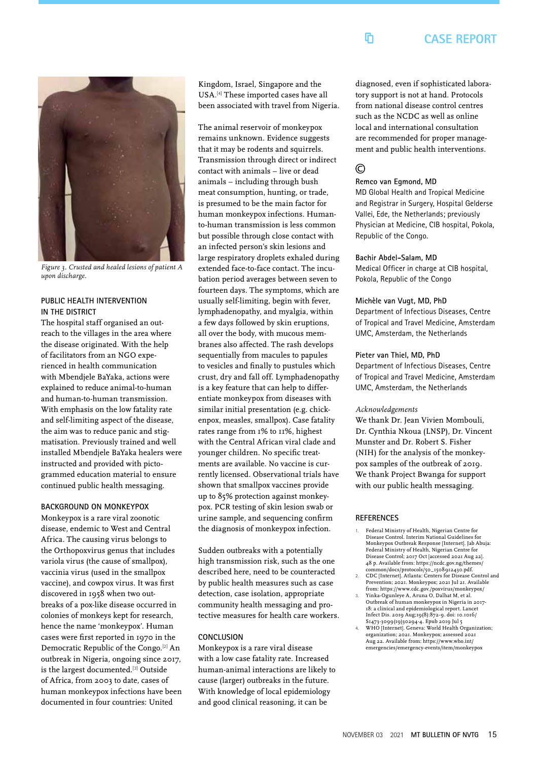*Figure 3. Crusted and healed lesions of patient A upon discharge.*

## PUBLIC HEALTH INTERVENTION IN THE DISTRICT

The hospital staff organised an outreach to the villages in the area where the disease originated. With the help of facilitators from an NGO experienced in health communication with Mbendjele BaYaka, actions were explained to reduce animal-to-human and human-to-human transmission. With emphasis on the low fatality rate and self-limiting aspect of the disease, the aim was to reduce panic and stigmatisation. Previously trained and well installed Mbendjele BaYaka healers were instructed and provided with pictogrammed education material to ensure continued public health messaging.

## BACKGROUND ON MONKEYPOX

Monkeypox is a rare viral zoonotic disease, endemic to West and Central Africa. The causing virus belongs to the Orthopoxvirus genus that includes variola virus (the cause of smallpox), vaccinia virus (used in the smallpox vaccine), and cowpox virus. It was first discovered in 1958 when two outbreaks of a pox-like disease occurred in colonies of monkeys kept for research, hence the name 'monkeypox'. Human cases were first reported in 1970 in the Democratic Republic of the Congo.[2] An outbreak in Nigeria, ongoing since 2017, is the largest documented.[3] Outside of Africa, from 2003 to date, cases of human monkeypox infections have been documented in four countries: United Kingdom, Israel, Singapore and the USA.[4] These imported cases have all been associated with travel from Nigeria.

The animal reservoir of monkeypox remains unknown. Evidence suggests that it may be rodents and squirrels. Transmission through direct or indirect contact with animals – live or dead animals – including through bush meat consumption, hunting, or trade, is presumed to be the main factor for human monkeypox infections. Human-to-human transmission is less common but possible through close contact with an infected person's skin lesions and large respiratory droplets exhaled during extended face-to-face contact. The incubation period averages between seven to fourteen days. The symptoms, which are usually self-limiting, begin with fever, lymphadenopathy, and myalgia, within a few days followed by skin eruptions, all over the body, with mucous membranes also affected. The rash develops sequentially from macules to papules to vesicles and finally to pustules which crust, dry and fall off. Lymphadenopathy is a key feature that can help to differentiate monkeypox from diseases with similar initial presentation (e.g. chickenpox, measles, smallpox). Case fatality rates range from 1% to 11%, highest with the Central African viral clade and younger children. No specific treatments are available. No vaccine is currently licensed. Observational trials have shown that smallpox vaccines provide up to 85% protection against monkeypox. PCR testing of skin lesion swab or urine sample, and sequencing confirm the diagnosis of monkeypox infection.

Sudden outbreaks with a potentially high transmission risk, such as the one described here, need to be counteracted by public health measures such as case detection, case isolation, appropriate community health messaging and protective measures for health care workers.

## CONCLUSION

Monkeypox is a rare viral disease with a low case fatality rate. Increased human-animal interactions are likely to cause (larger) outbreaks in the future. With knowledge of local epidemiology and good clinical reasoning, it can be diagnosed, even if sophisticated laboratory support is not at hand. Protocols from national disease control centres such as the NCDC as well as online local and international consultation are recommended for proper management and public health interventions.

©

**Remco van Egmond, MD**
MD Global Health and Tropical Medicine and Registrar in Surgery, Hospital Gelderse Vallei, Ede, the Netherlands; previously Physician at Medicine, CIB hospital, Pokola, Republic of the Congo.

**Bachir Abdel-Salam, MD**
Medical Officer in charge at CIB hospital, Pokola, Republic of the Congo

**Michèle van Vugt, MD, PhD**
Department of Infectious Diseases, Centre of Tropical and Travel Medicine, Amsterdam UMC, Amsterdam, the Netherlands

**Pieter van Thiel, MD, PhD**
Department of Infectious Diseases, Centre of Tropical and Travel Medicine, Amsterdam UMC, Amsterdam, the Netherlands

*Acknowledgements*

We thank Dr. Jean Vivien Mombouli, Dr. Cynthia Nkoua (LNSP), Dr. Vincent Munster and Dr. Robert S. Fisher (NIH) for the analysis of the monkeypox samples of the outbreak of 2019. We thank Project Bwanga for support with our public health messaging.

## REFERENCES

1. Federal Ministry of Health, Nigerian Centre for Disease Control. Interim National Guidelines for Monkeypox Outbreak Response [Internet]. Jab Abuja: Federal Ministry of Health, Nigerian Centre for Disease Control; 2017 Oct [accessed 2021 Aug 22]. 48 p. Available from: https://ncdc.gov.ng/themes/common/docs/protocols/50_1508912430.pdf.
2. CDC [Internet]. Atlanta: Centers for Disease Control and Prevention; 2021. Monkeypox; 2021 Jul 21. Available from: https://www.cdc.gov./poxvirus/monkeypox/
3. Yinka-Ogunleye A, Aruna O, Dalhat M, et al. Outbreak of human monkeypox in Nigeria in 2017-18: a clinical and epidemiological report. Lancet Infect Dis. 2019 Aug;19(8):872-9. doi: 10.1016/S1473-3099(19)30294-4. Epub 2019 Jul 5
4. WHO [Internet]. Geneva: World Health Organization; organization; 2021. Monkeypox; assessed 2021 Aug 22. Available from: https://www.who.int/emergencies/emergency-events/item/monkeypox